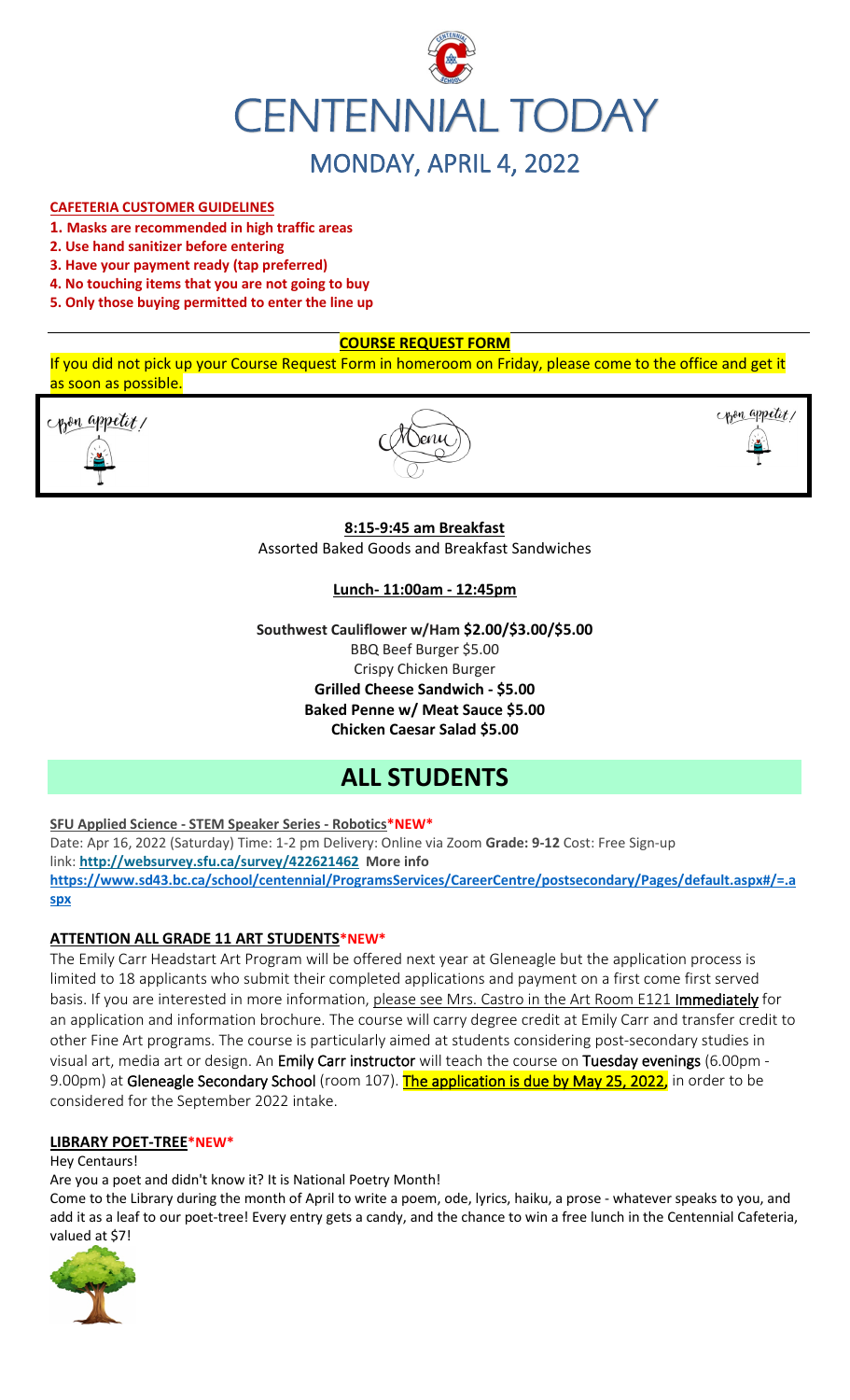# CENTENNIAL TODAY

## MONDAY, APRIL 4, 2022

**CAFETERIA CUSTOMER GUIDELINES**

1. **Masks are recommended in high traffic areas**
2. **Use hand sanitizer before entering**
3. **Have your payment ready (tap preferred)**
4. **No touching items that you are not going to buy**
5. **Only those buying permitted to enter the line up**

**COURSE REQUEST FORM**

If you did not pick up your Course Request Form in homeroom on Friday, please come to the office and get it as soon as possible.

Bon appetit! Menu Bon appetit!

**8:15-9:45 am Breakfast**

Assorted Baked Goods and Breakfast Sandwiches

**Lunch- 11:00am - 12:45pm**

**Southwest Cauliflower w/Ham $2.00/$3.00/$5.00**
BBQ Beef Burger $5.00
Crispy Chicken Burger
**Grilled Cheese Sandwich - $5.00**
**Baked Penne w/ Meat Sauce $5.00**
**Chicken Caesar Salad $5.00**

# ALL STUDENTS

**SFU Applied Science - STEM Speaker Series - Robotics*NEW***

Date: Apr 16, 2022 (Saturday) Time: 1-2 pm Delivery: Online via Zoom **Grade: 9-12** Cost: Free Sign-up link: **http://websurvey.sfu.ca/survey/422621462** **More info** **https://www.sd43.bc.ca/school/centennial/ProgramsServices/CareerCentre/postsecondary/Pages/default.aspx#/=.aspx**

**ATTENTION ALL GRADE 11 ART STUDENTS*NEW***

The Emily Carr Headstart Art Program will be offered next year at Gleneagle but the application process is limited to 18 applicants who submit their completed applications and payment on a first come first served basis. If you are interested in more information, please see Mrs. Castro in the Art Room E121 Immediately for an application and information brochure. The course will carry degree credit at Emily Carr and transfer credit to other Fine Art programs. The course is particularly aimed at students considering post-secondary studies in visual art, media art or design. An Emily Carr instructor will teach the course on Tuesday evenings (6.00pm - 9.00pm) at Gleneagle Secondary School (room 107). The application is due by May 25, 2022, in order to be considered for the September 2022 intake.

**LIBRARY POET-TREE*NEW***

Hey Centaurs!

Are you a poet and didn't know it? It is National Poetry Month!

Come to the Library during the month of April to write a poem, ode, lyrics, haiku, a prose - whatever speaks to you, and add it as a leaf to our poet-tree! Every entry gets a candy, and the chance to win a free lunch in the Centennial Cafeteria, valued at $7!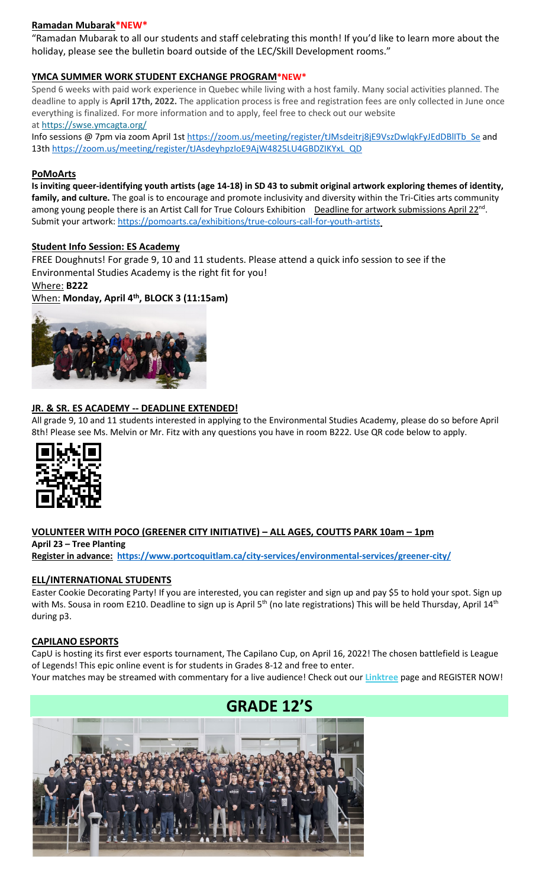**Ramadan Mubarak*NEW***

"Ramadan Mubarak to all our students and staff celebrating this month! If you'd like to learn more about the holiday, please see the bulletin board outside of the LEC/Skill Development rooms."

**YMCA SUMMER WORK STUDENT EXCHANGE PROGRAM*NEW***

Spend 6 weeks with paid work experience in Quebec while living with a host family. Many social activities planned. The deadline to apply is **April 17th, 2022.** The application process is free and registration fees are only collected in June once everything is finalized. For more information and to apply, feel free to check out our website at https://swse.ymcagta.org/

Info sessions @ 7pm via zoom April 1st https://zoom.us/meeting/register/tJMsdeitrj8jE9VszDwlqkFyJEdDBlITb_Se and 13th https://zoom.us/meeting/register/tJAsdeyhpzIoE9AjW4825LU4GBDZIKYxL_QD

**PoMoArts**

**Is inviting queer-identifying youth artists (age 14-18) in SD 43 to submit original artwork exploring themes of identity, family, and culture.** The goal is to encourage and promote inclusivity and diversity within the Tri-Cities arts community among young people there is an Artist Call for True Colours Exhibition Deadline for artwork submissions April 22nd. Submit your artwork: https://pomoarts.ca/exhibitions/true-colours-call-for-youth-artists

**Student Info Session: ES Academy**

FREE Doughnuts! For grade 9, 10 and 11 students. Please attend a quick info session to see if the Environmental Studies Academy is the right fit for you!

Where: **B222**

When: **Monday, April 4th, BLOCK 3 (11:15am)**

**JR. & SR. ES ACADEMY -- DEADLINE EXTENDED!**

All grade 9, 10 and 11 students interested in applying to the Environmental Studies Academy, please do so before April 8th! Please see Ms. Melvin or Mr. Fitz with any questions you have in room B222. Use QR code below to apply.

**VOLUNTEER WITH POCO (GREENER CITY INITIATIVE) – ALL AGES, COUTTS PARK 10am – 1pm**

**April 23 – Tree Planting**

**Register in advance: https://www.portcoquitlam.ca/city-services/environmental-services/greener-city/**

**ELL/INTERNATIONAL STUDENTS**

Easter Cookie Decorating Party! If you are interested, you can register and sign up and pay $5 to hold your spot. Sign up with Ms. Sousa in room E210. Deadline to sign up is April 5th (no late registrations) This will be held Thursday, April 14th during p3.

**CAPILANO ESPORTS**

CapU is hosting its first ever esports tournament, The Capilano Cup, on April 16, 2022! The chosen battlefield is League of Legends! This epic online event is for students in Grades 8-12 and free to enter.

Your matches may be streamed with commentary for a live audience! Check out our **Linktree** page and REGISTER NOW!

# GRADE 12'S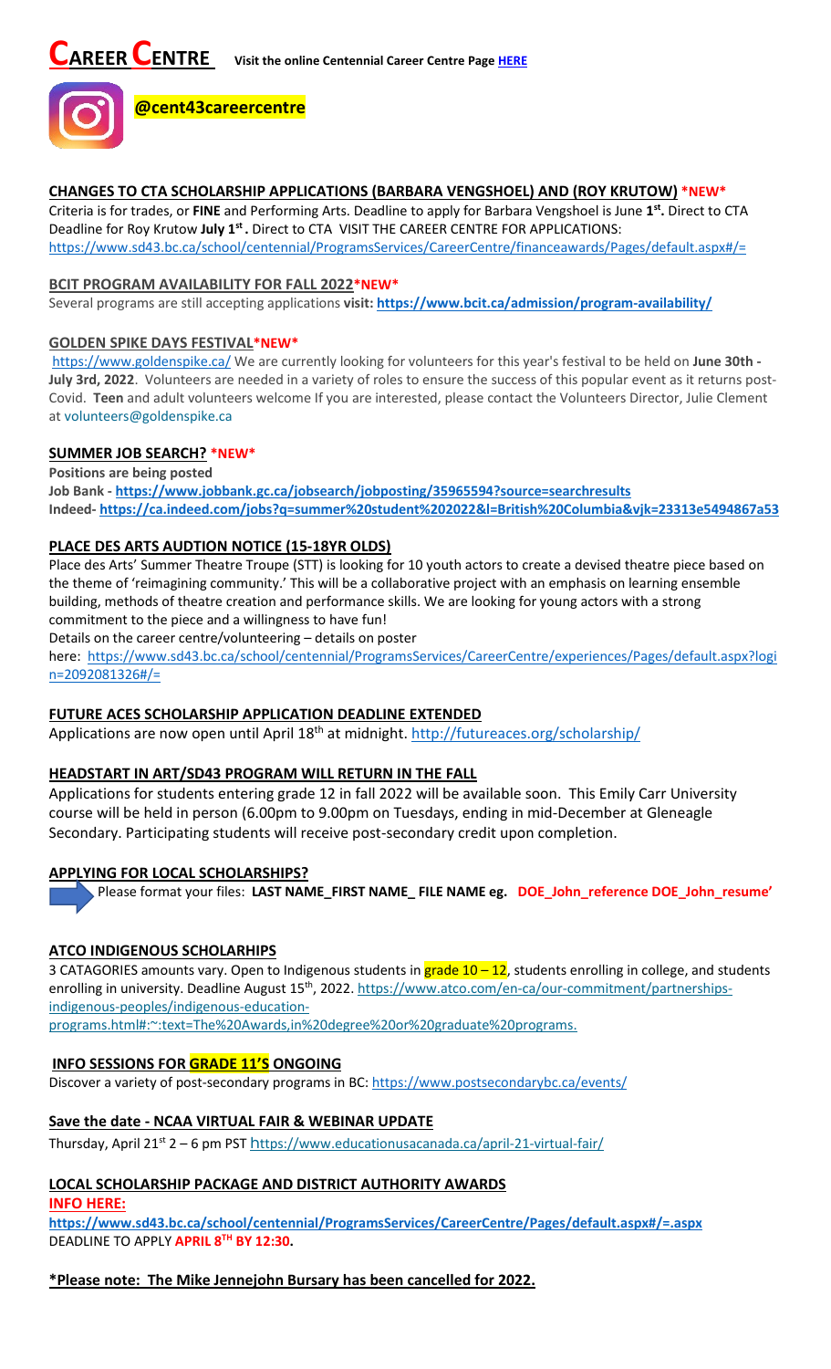# CAREER CENTRE

**Visit the online Centennial Career Centre Page HERE**

**@cent43careercentre**

## CHANGES TO CTA SCHOLARSHIP APPLICATIONS (BARBARA VENGSHOEL) AND (ROY KRUTOW) *NEW*

Criteria is for trades, or **FINE** and Performing Arts. Deadline to apply for Barbara Vengshoel is June **1st.** Direct to CTA Deadline for Roy Krutow **July 1st .** Direct to CTA VISIT THE CAREER CENTRE FOR APPLICATIONS: https://www.sd43.bc.ca/school/centennial/ProgramsServices/CareerCentre/financeawards/Pages/default.aspx#/=

## BCIT PROGRAM AVAILABILITY FOR FALL 2022*NEW*

Several programs are still accepting applications **visit: https://www.bcit.ca/admission/program-availability/**

## GOLDEN SPIKE DAYS FESTIVAL*NEW*

https://www.goldenspike.ca/ We are currently looking for volunteers for this year's festival to be held on **June 30th - July 3rd, 2022**. Volunteers are needed in a variety of roles to ensure the success of this popular event as it returns post-Covid. **Teen** and adult volunteers welcome If you are interested, please contact the Volunteers Director, Julie Clement at volunteers@goldenspike.ca

## SUMMER JOB SEARCH? *NEW*

**Positions are being posted**

**Job Bank - https://www.jobbank.gc.ca/jobsearch/jobposting/35965594?source=searchresults**

**Indeed- https://ca.indeed.com/jobs?q=summer%20student%202022&l=British%20Columbia&vjk=23313e5494867a53**

## PLACE DES ARTS AUDTION NOTICE (15-18YR OLDS)

Place des Arts' Summer Theatre Troupe (STT) is looking for 10 youth actors to create a devised theatre piece based on the theme of 'reimagining community.' This will be a collaborative project with an emphasis on learning ensemble building, methods of theatre creation and performance skills. We are looking for young actors with a strong commitment to the piece and a willingness to have fun!

Details on the career centre/volunteering – details on poster here: https://www.sd43.bc.ca/school/centennial/ProgramsServices/CareerCentre/experiences/Pages/default.aspx?login=2092081326#/=

## FUTURE ACES SCHOLARSHIP APPLICATION DEADLINE EXTENDED

Applications are now open until April 18th at midnight. http://futureaces.org/scholarship/

## HEADSTART IN ART/SD43 PROGRAM WILL RETURN IN THE FALL

Applications for students entering grade 12 in fall 2022 will be available soon. This Emily Carr University course will be held in person (6.00pm to 9.00pm on Tuesdays, ending in mid-December at Gleneagle Secondary. Participating students will receive post-secondary credit upon completion.

## APPLYING FOR LOCAL SCHOLARSHIPS?

Please format your files: **LAST NAME_FIRST NAME_ FILE NAME eg. DOE_John_reference DOE_John_resume'**

## ATCO INDIGENOUS SCHOLARHIPS

3 CATAGORIES amounts vary. Open to Indigenous students in grade 10 – 12, students enrolling in college, and students enrolling in university. Deadline August 15th, 2022. https://www.atco.com/en-ca/our-commitment/partnerships-indigenous-peoples/indigenous-education-programs.html#:~:text=The%20Awards,in%20degree%20or%20graduate%20programs.

## INFO SESSIONS FOR GRADE 11'S ONGOING

Discover a variety of post-secondary programs in BC: https://www.postsecondarybc.ca/events/

## Save the date - NCAA VIRTUAL FAIR & WEBINAR UPDATE

Thursday, April 21st 2 – 6 pm PST https://www.educationusacanada.ca/april-21-virtual-fair/

## LOCAL SCHOLARSHIP PACKAGE AND DISTRICT AUTHORITY AWARDS

**INFO HERE:**

**https://www.sd43.bc.ca/school/centennial/ProgramsServices/CareerCentre/Pages/default.aspx#/=.aspx**

DEADLINE TO APPLY **APRIL 8TH BY 12:30.**

**\*Please note: The Mike Jennejohn Bursary has been cancelled for 2022.**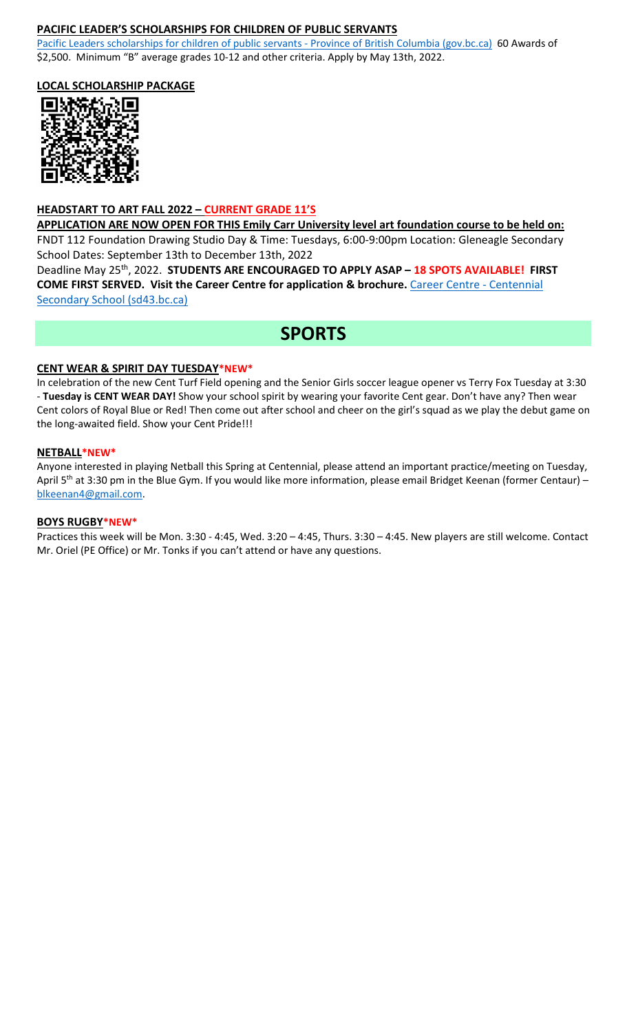**PACIFIC LEADER'S SCHOLARSHIPS FOR CHILDREN OF PUBLIC SERVANTS**

Pacific Leaders scholarships for children of public servants - Province of British Columbia (gov.bc.ca) 60 Awards of $2,500. Minimum "B" average grades 10-12 and other criteria. Apply by May 13th, 2022.

**LOCAL SCHOLARSHIP PACKAGE**

**HEADSTART TO ART FALL 2022 – CURRENT GRADE 11'S**

**APPLICATION ARE NOW OPEN FOR THIS Emily Carr University level art foundation course to be held on:**
FNDT 112 Foundation Drawing Studio Day & Time: Tuesdays, 6:00-9:00pm Location: Gleneagle Secondary School Dates: September 13th to December 13th, 2022

Deadline May 25th, 2022. **STUDENTS ARE ENCOURAGED TO APPLY ASAP – 18 SPOTS AVAILABLE! FIRST COME FIRST SERVED. Visit the Career Centre for application & brochure.** Career Centre - Centennial Secondary School (sd43.bc.ca)

# SPORTS

**CENT WEAR & SPIRIT DAY TUESDAY*NEW***

In celebration of the new Cent Turf Field opening and the Senior Girls soccer league opener vs Terry Fox Tuesday at 3:30 - **Tuesday is CENT WEAR DAY!** Show your school spirit by wearing your favorite Cent gear. Don't have any? Then wear Cent colors of Royal Blue or Red! Then come out after school and cheer on the girl's squad as we play the debut game on the long-awaited field. Show your Cent Pride!!!

**NETBALL*NEW***

Anyone interested in playing Netball this Spring at Centennial, please attend an important practice/meeting on Tuesday, April 5th at 3:30 pm in the Blue Gym. If you would like more information, please email Bridget Keenan (former Centaur) – blkeenan4@gmail.com.

**BOYS RUGBY*NEW***

Practices this week will be Mon. 3:30 - 4:45, Wed. 3:20 – 4:45, Thurs. 3:30 – 4:45. New players are still welcome. Contact Mr. Oriel (PE Office) or Mr. Tonks if you can't attend or have any questions.